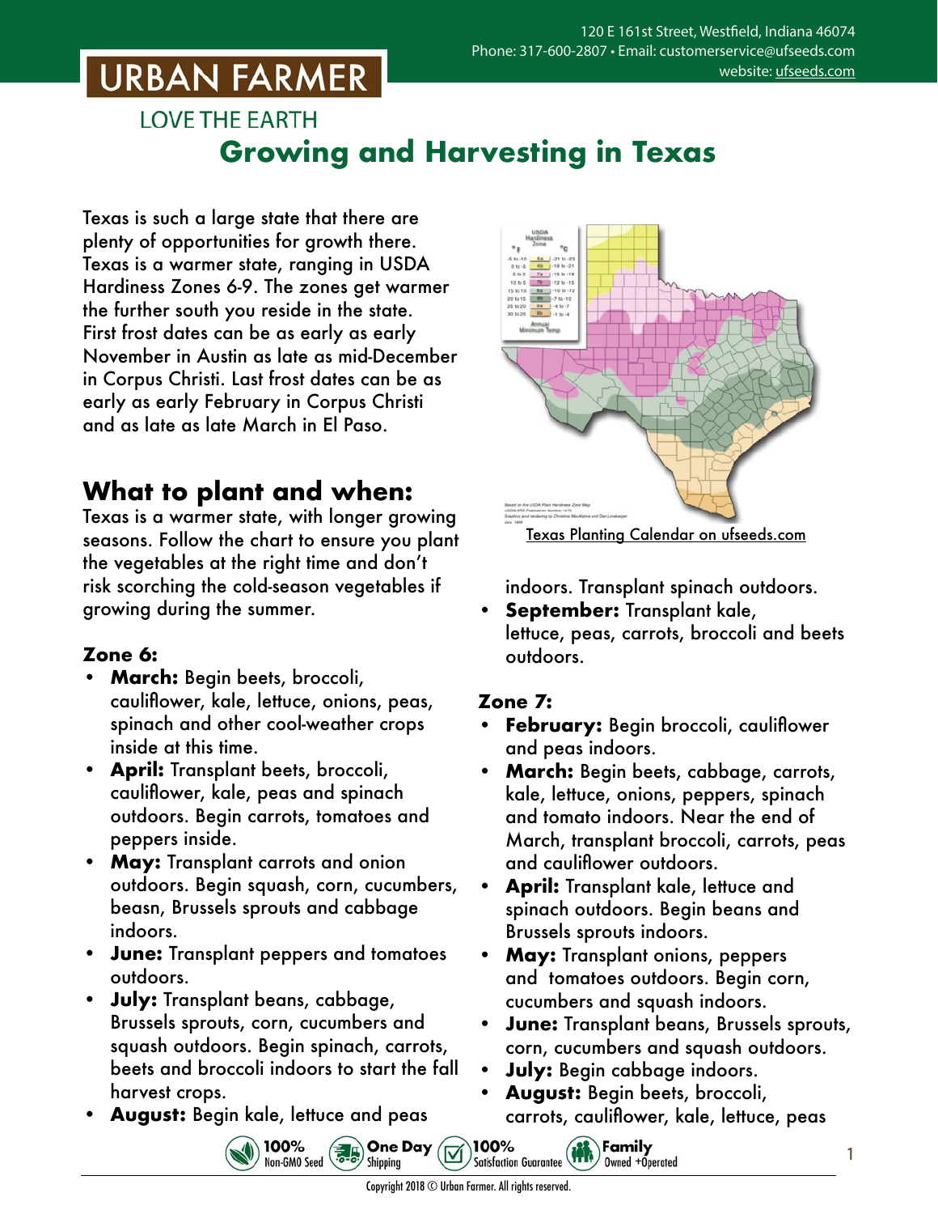# URBAN FARMER

LOVE THE EARTH

120 E 161st Street, Westfield, Indiana 46074
Phone: 317-600-2807 • Email: customerservice@ufseeds.com
website: ufseeds.com

## Growing and Harvesting in Texas

Texas is such a large state that there are plenty of opportunities for growth there. Texas is a warmer state, ranging in USDA Hardiness Zones 6-9. The zones get warmer the further south you reside in the state. First frost dates can be as early as early November in Austin as late as mid-December in Corpus Christi. Last frost dates can be as early as early February in Corpus Christi and as late as late March in El Paso.

Texas Planting Calendar on ufseeds.com

## What to plant and when:

Texas is a warmer state, with longer growing seasons. Follow the chart to ensure you plant the vegetables at the right time and don't risk scorching the cold-season vegetables if growing during the summer.

### Zone 6:

- **March:** Begin beets, broccoli, cauliflower, kale, lettuce, onions, peas, spinach and other cool-weather crops inside at this time.
- **April:** Transplant beets, broccoli, cauliflower, kale, peas and spinach outdoors. Begin carrots, tomatoes and peppers inside.
- **May:** Transplant carrots and onion outdoors. Begin squash, corn, cucumbers, beasn, Brussels sprouts and cabbage indoors.
- **June:** Transplant peppers and tomatoes outdoors.
- **July:** Transplant beans, cabbage, Brussels sprouts, corn, cucumbers and squash outdoors. Begin spinach, carrots, beets and broccoli indoors to start the fall harvest crops.
- **August:** Begin kale, lettuce and peas indoors. Transplant spinach outdoors.
- **September:** Transplant kale, lettuce, peas, carrots, broccoli and beets outdoors.

### Zone 7:

- **February:** Begin broccoli, cauliflower and peas indoors.
- **March:** Begin beets, cabbage, carrots, kale, lettuce, onions, peppers, spinach and tomato indoors. Near the end of March, transplant broccoli, carrots, peas and cauliflower outdoors.
- **April:** Transplant kale, lettuce and spinach outdoors. Begin beans and Brussels sprouts indoors.
- **May:** Transplant onions, peppers and tomatoes outdoors. Begin corn, cucumbers and squash indoors.
- **June:** Transplant beans, Brussels sprouts, corn, cucumbers and squash outdoors.
- **July:** Begin cabbage indoors.
- **August:** Begin beets, broccoli, carrots, cauliflower, kale, lettuce, peas

100% Non-GMO Seed • One Day Shipping • 100% Satisfaction Guarantee • Family Owned + Operated

Copyright 2018 © Urban Farmer. All rights reserved.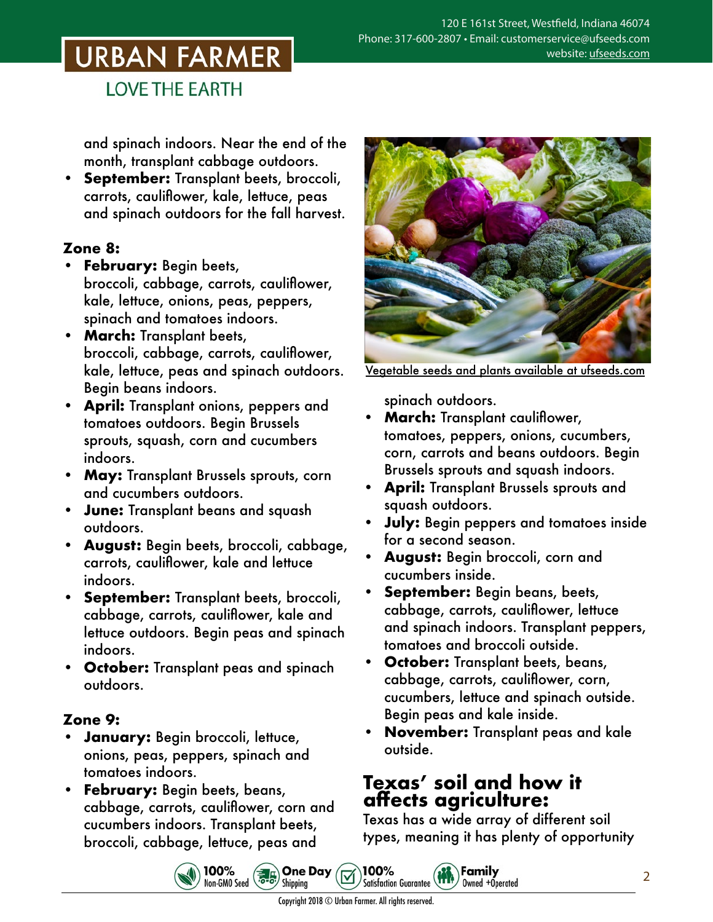and spinach indoors. Near the end of the month, transplant cabbage outdoors.

- **September:** Transplant beets, broccoli, carrots, cauliflower, kale, lettuce, peas and spinach outdoors for the fall harvest.

**Zone 8:**

- **February:** Begin beets, broccoli, cabbage, carrots, cauliflower, kale, lettuce, onions, peas, peppers, spinach and tomatoes indoors.
- **March:** Transplant beets, broccoli, cabbage, carrots, cauliflower, kale, lettuce, peas and spinach outdoors. Begin beans indoors.
- **April:** Transplant onions, peppers and tomatoes outdoors. Begin Brussels sprouts, squash, corn and cucumbers indoors.
- **May:** Transplant Brussels sprouts, corn and cucumbers outdoors.
- **June:** Transplant beans and squash outdoors.
- **August:** Begin beets, broccoli, cabbage, carrots, cauliflower, kale and lettuce indoors.
- **September:** Transplant beets, broccoli, cabbage, carrots, cauliflower, kale and lettuce outdoors. Begin peas and spinach indoors.
- **October:** Transplant peas and spinach outdoors.

**Zone 9:**

- **January:** Begin broccoli, lettuce, onions, peas, peppers, spinach and tomatoes indoors.
- **February:** Begin beets, beans, cabbage, carrots, cauliflower, corn and cucumbers indoors. Transplant beets, broccoli, cabbage, lettuce, peas and spinach outdoors.

Vegetable seeds and plants available at ufseeds.com

- **March:** Transplant cauliflower, tomatoes, peppers, onions, cucumbers, corn, carrots and beans outdoors. Begin Brussels sprouts and squash indoors.
- **April:** Transplant Brussels sprouts and squash outdoors.
- **July:** Begin peppers and tomatoes inside for a second season.
- **August:** Begin broccoli, corn and cucumbers inside.
- **September:** Begin beans, beets, cabbage, carrots, cauliflower, lettuce and spinach indoors. Transplant peppers, tomatoes and broccoli outside.
- **October:** Transplant beets, beans, cabbage, carrots, cauliflower, corn, cucumbers, lettuce and spinach outside. Begin peas and kale inside.
- **November:** Transplant peas and kale outside.

## Texas' soil and how it affects agriculture:

Texas has a wide array of different soil types, meaning it has plenty of opportunity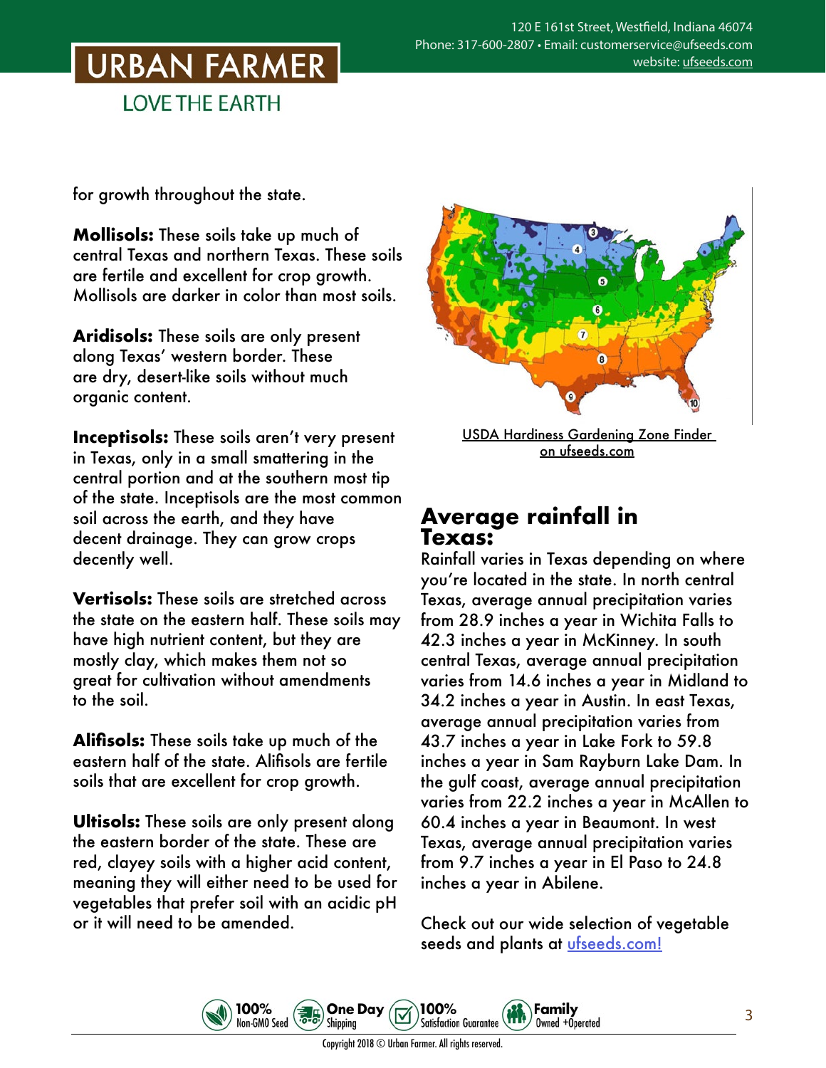for growth throughout the state.

**Mollisols:** These soils take up much of central Texas and northern Texas. These soils are fertile and excellent for crop growth. Mollisols are darker in color than most soils.

**Aridisols:** These soils are only present along Texas' western border. These are dry, desert-like soils without much organic content.

**Inceptisols:** These soils aren't very present in Texas, only in a small smattering in the central portion and at the southern most tip of the state. Inceptisols are the most common soil across the earth, and they have decent drainage. They can grow crops decently well.

**Vertisols:** These soils are stretched across the state on the eastern half. These soils may have high nutrient content, but they are mostly clay, which makes them not so great for cultivation without amendments to the soil.

**Alifisols:** These soils take up much of the eastern half of the state. Alifisols are fertile soils that are excellent for crop growth.

**Ultisols:** These soils are only present along the eastern border of the state. These are red, clayey soils with a higher acid content, meaning they will either need to be used for vegetables that prefer soil with an acidic pH or it will need to be amended.

3
4
5
6
7
8
9
10

USDA Hardiness Gardening Zone Finder on ufseeds.com

## Average rainfall in Texas:

Rainfall varies in Texas depending on where you're located in the state. In north central Texas, average annual precipitation varies from 28.9 inches a year in Wichita Falls to 42.3 inches a year in McKinney. In south central Texas, average annual precipitation varies from 14.6 inches a year in Midland to 34.2 inches a year in Austin. In east Texas, average annual precipitation varies from 43.7 inches a year in Lake Fork to 59.8 inches a year in Sam Rayburn Lake Dam. In the gulf coast, average annual precipitation varies from 22.2 inches a year in McAllen to 60.4 inches a year in Beaumont. In west Texas, average annual precipitation varies from 9.7 inches a year in El Paso to 24.8 inches a year in Abilene.

Check out our wide selection of vegetable seeds and plants at ufseeds.com!